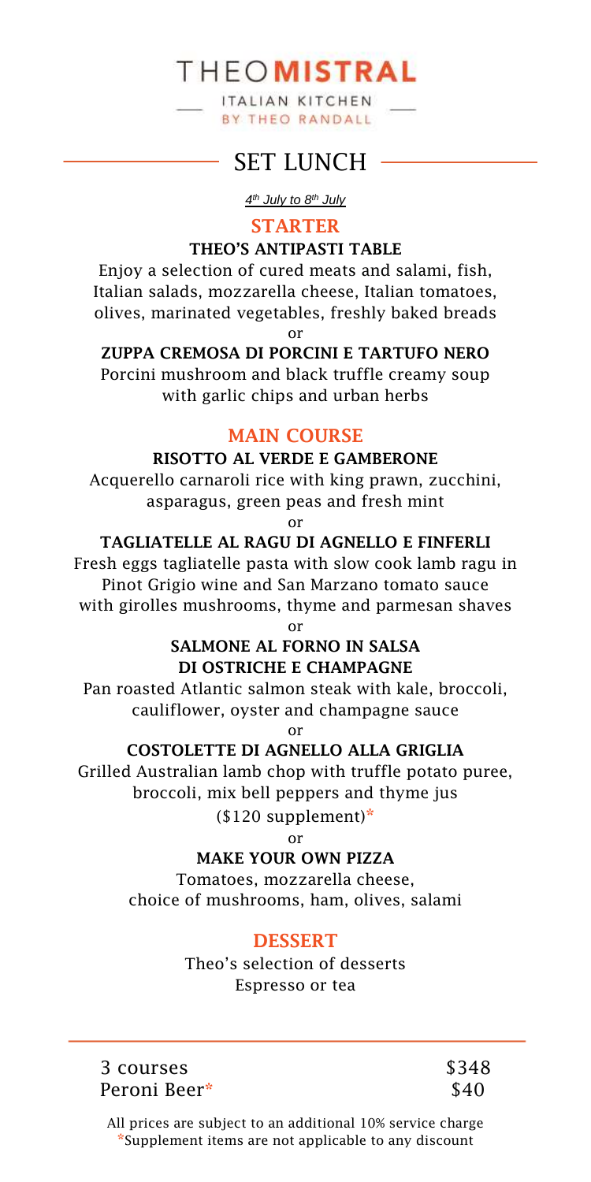# THEO**MISTRAL**

ITALIAN KITCHEN
BY THEO RANDALL

## SET LUNCH

*4th July to 8th July*

### STARTER

**THEO'S ANTIPASTI TABLE**

Enjoy a selection of cured meats and salami, fish, Italian salads, mozzarella cheese, Italian tomatoes, olives, marinated vegetables, freshly baked breads

or

**ZUPPA CREMOSA DI PORCINI E TARTUFO NERO**

Porcini mushroom and black truffle creamy soup with garlic chips and urban herbs

### MAIN COURSE

**RISOTTO AL VERDE E GAMBERONE**

Acquerello carnaroli rice with king prawn, zucchini, asparagus, green peas and fresh mint

or

**TAGLIATELLE AL RAGU DI AGNELLO E FINFERLI**

Fresh eggs tagliatelle pasta with slow cook lamb ragu in Pinot Grigio wine and San Marzano tomato sauce with girolles mushrooms, thyme and parmesan shaves

or

**SALMONE AL FORNO IN SALSA DI OSTRICHE E CHAMPAGNE**

Pan roasted Atlantic salmon steak with kale, broccoli, cauliflower, oyster and champagne sauce

or

**COSTOLETTE DI AGNELLO ALLA GRIGLIA**

Grilled Australian lamb chop with truffle potato puree, broccoli, mix bell peppers and thyme jus

($120 supplement)*

or

**MAKE YOUR OWN PIZZA**

Tomatoes, mozzarella cheese, choice of mushrooms, ham, olives, salami

### DESSERT

Theo's selection of desserts

Espresso or tea

| | |
|---|---|
| 3 courses | $348 |
| Peroni Beer* | $40 |

All prices are subject to an additional 10% service charge

*Supplement items are not applicable to any discount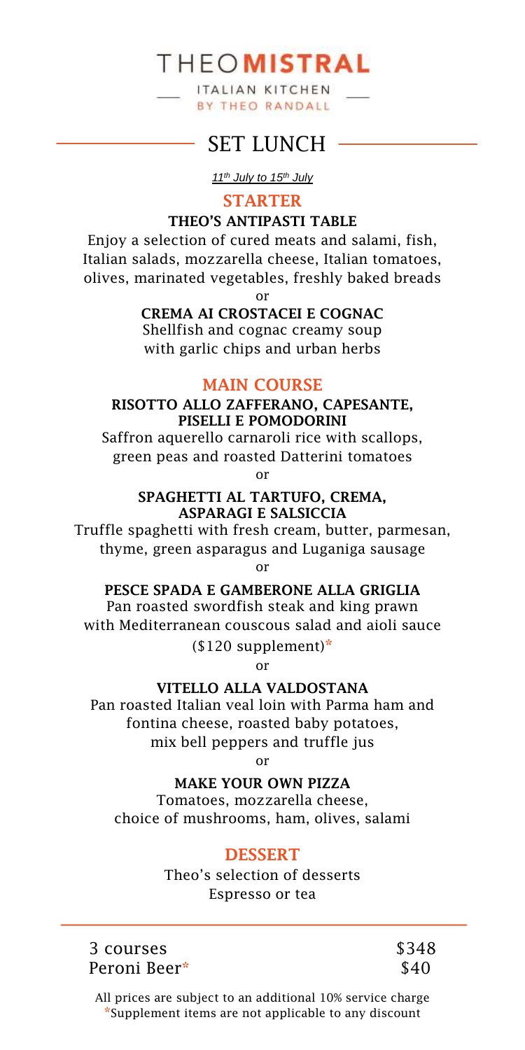# THEO MISTRAL

ITALIAN KITCHEN
BY THEO RANDALL

## SET LUNCH

*11th July to 15th July*

### STARTER

**THEO'S ANTIPASTI TABLE**

Enjoy a selection of cured meats and salami, fish, Italian salads, mozzarella cheese, Italian tomatoes, olives, marinated vegetables, freshly baked breads

or

**CREMA AI CROSTACEI E COGNAC**

Shellfish and cognac creamy soup with garlic chips and urban herbs

### MAIN COURSE

**RISOTTO ALLO ZAFFERANO, CAPESANTE, PISELLI E POMODORINI**

Saffron aquerello carnaroli rice with scallops, green peas and roasted Datterini tomatoes

or

**SPAGHETTI AL TARTUFO, CREMA, ASPARAGI E SALSICCIA**

Truffle spaghetti with fresh cream, butter, parmesan, thyme, green asparagus and Luganiga sausage

or

**PESCE SPADA E GAMBERONE ALLA GRIGLIA**

Pan roasted swordfish steak and king prawn with Mediterranean couscous salad and aioli sauce

($120 supplement)*

or

**VITELLO ALLA VALDOSTANA**

Pan roasted Italian veal loin with Parma ham and fontina cheese, roasted baby potatoes, mix bell peppers and truffle jus

or

**MAKE YOUR OWN PIZZA**

Tomatoes, mozzarella cheese, choice of mushrooms, ham, olives, salami

### DESSERT

Theo's selection of desserts
Espresso or tea

| | |
|---|---|
| 3 courses | $348 |
| Peroni Beer* | $40 |

All prices are subject to an additional 10% service charge
*Supplement items are not applicable to any discount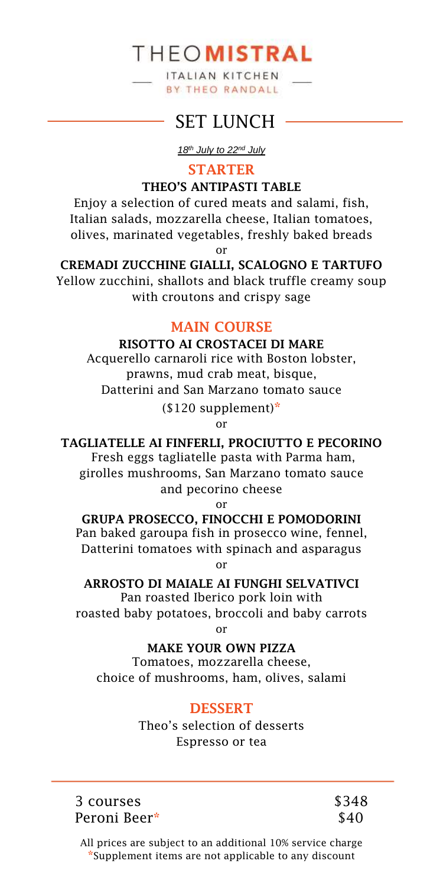# THEO**MISTRAL**

ITALIAN KITCHEN
BY THEO RANDALL

## SET LUNCH

*18th July to 22nd July*

### STARTER

**THEO'S ANTIPASTI TABLE**

Enjoy a selection of cured meats and salami, fish, Italian salads, mozzarella cheese, Italian tomatoes, olives, marinated vegetables, freshly baked breads

or

**CREMADI ZUCCHINE GIALLI, SCALOGNO E TARTUFO**

Yellow zucchini, shallots and black truffle creamy soup with croutons and crispy sage

### MAIN COURSE

**RISOTTO AI CROSTACEI DI MARE**

Acquerello carnaroli rice with Boston lobster, prawns, mud crab meat, bisque, Datterini and San Marzano tomato sauce

($120 supplement)*

or

**TAGLIATELLE AI FINFERLI, PROCIUTTO E PECORINO**

Fresh eggs tagliatelle pasta with Parma ham, girolles mushrooms, San Marzano tomato sauce and pecorino cheese

or

**GRUPA PROSECCO, FINOCCHI E POMODORINI**

Pan baked garoupa fish in prosecco wine, fennel, Datterini tomatoes with spinach and asparagus

or

**ARROSTO DI MAIALE AI FUNGHI SELVATIVCI**

Pan roasted Iberico pork loin with roasted baby potatoes, broccoli and baby carrots

or

**MAKE YOUR OWN PIZZA**

Tomatoes, mozzarella cheese, choice of mushrooms, ham, olives, salami

### DESSERT

Theo's selection of desserts
Espresso or tea

| | |
|---|---|
| 3 courses | $348 |
| Peroni Beer* | $40 |

All prices are subject to an additional 10% service charge
*Supplement items are not applicable to any discount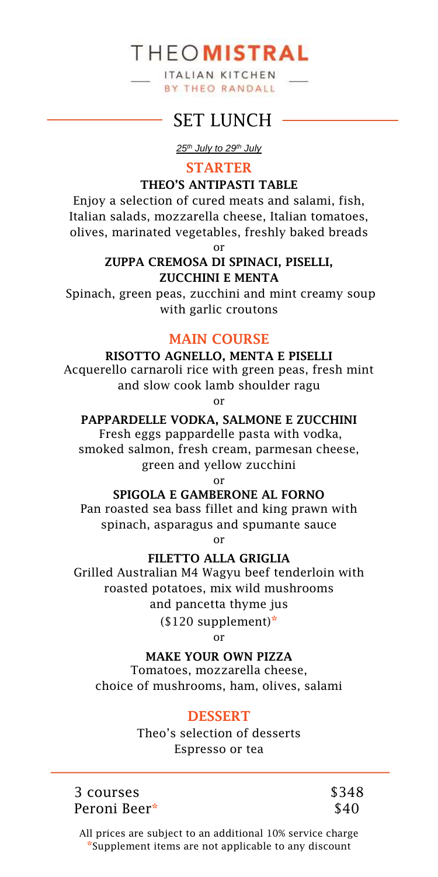# THEOMISTRAL

ITALIAN KITCHEN
BY THEO RANDALL

## SET LUNCH

*25th July to 29th July*

### STARTER

**THEO'S ANTIPASTI TABLE**

Enjoy a selection of cured meats and salami, fish, Italian salads, mozzarella cheese, Italian tomatoes, olives, marinated vegetables, freshly baked breads

or

**ZUPPA CREMOSA DI SPINACI, PISELLI, ZUCCHINI E MENTA**

Spinach, green peas, zucchini and mint creamy soup with garlic croutons

### MAIN COURSE

**RISOTTO AGNELLO, MENTA E PISELLI**

Acquerello carnaroli rice with green peas, fresh mint and slow cook lamb shoulder ragu

or

**PAPPARDELLE VODKA, SALMONE E ZUCCHINI**

Fresh eggs pappardelle pasta with vodka, smoked salmon, fresh cream, parmesan cheese, green and yellow zucchini

or

**SPIGOLA E GAMBERONE AL FORNO**

Pan roasted sea bass fillet and king prawn with spinach, asparagus and spumante sauce

or

**FILETTO ALLA GRIGLIA**

Grilled Australian M4 Wagyu beef tenderloin with roasted potatoes, mix wild mushrooms and pancetta thyme jus

($120 supplement)*

or

**MAKE YOUR OWN PIZZA**

Tomatoes, mozzarella cheese, choice of mushrooms, ham, olives, salami

### DESSERT

Theo's selection of desserts
Espresso or tea

| | |
|---|---|
| 3 courses | $348 |
| Peroni Beer* | $40 |

All prices are subject to an additional 10% service charge
*Supplement items are not applicable to any discount